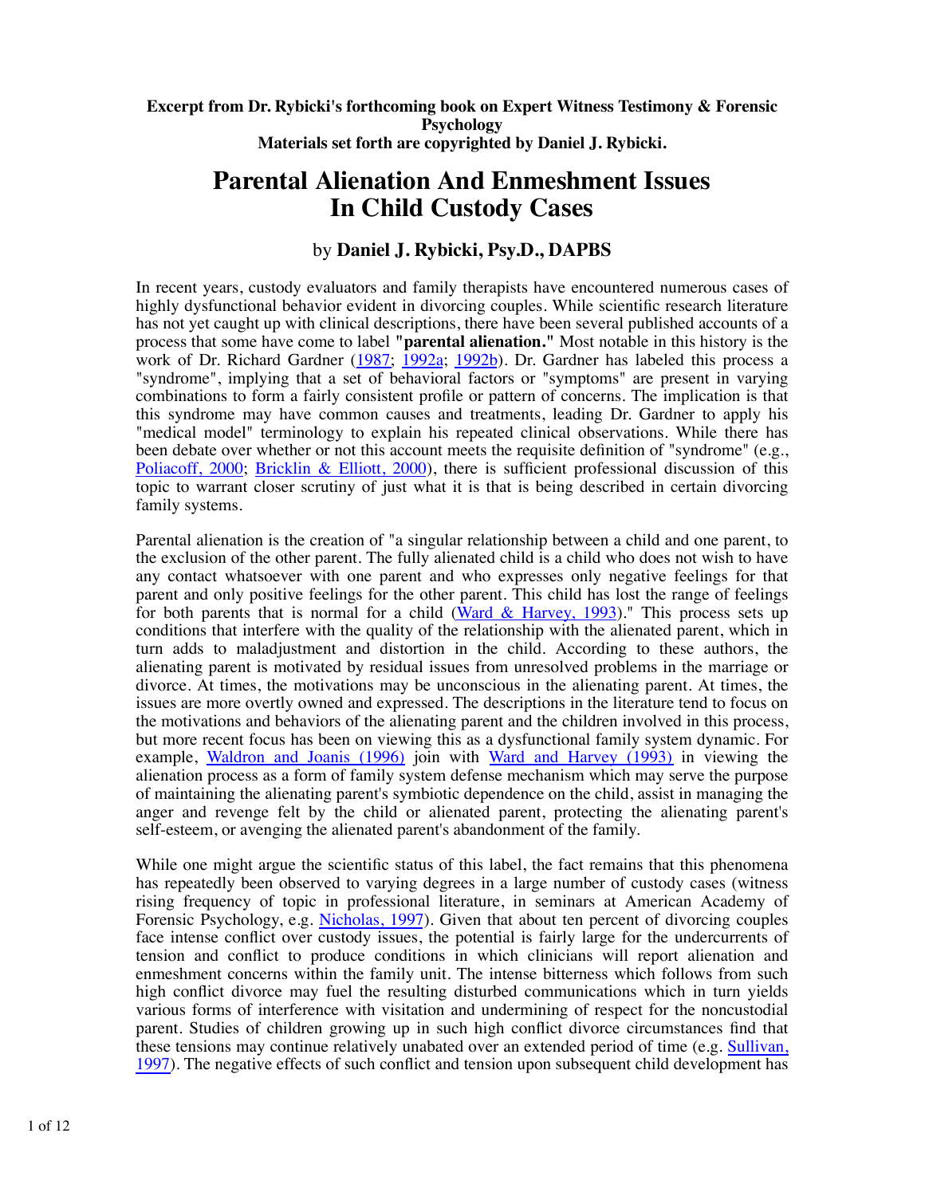**Excerpt from Dr. Rybicki's forthcoming book on Expert Witness Testimony & Forensic Psychology**
**Materials set forth are copyrighted by Daniel J. Rybicki.**

# Parental Alienation And Enmeshment Issues In Child Custody Cases

by **Daniel J. Rybicki, Psy.D., DAPBS**

In recent years, custody evaluators and family therapists have encountered numerous cases of highly dysfunctional behavior evident in divorcing couples. While scientific research literature has not yet caught up with clinical descriptions, there have been several published accounts of a process that some have come to label **"parental alienation."** Most notable in this history is the work of Dr. Richard Gardner (1987; 1992a; 1992b). Dr. Gardner has labeled this process a "syndrome", implying that a set of behavioral factors or "symptoms" are present in varying combinations to form a fairly consistent profile or pattern of concerns. The implication is that this syndrome may have common causes and treatments, leading Dr. Gardner to apply his "medical model" terminology to explain his repeated clinical observations. While there has been debate over whether or not this account meets the requisite definition of "syndrome" (e.g., Poliacoff, 2000; Bricklin & Elliott, 2000), there is sufficient professional discussion of this topic to warrant closer scrutiny of just what it is that is being described in certain divorcing family systems.

Parental alienation is the creation of "a singular relationship between a child and one parent, to the exclusion of the other parent. The fully alienated child is a child who does not wish to have any contact whatsoever with one parent and who expresses only negative feelings for that parent and only positive feelings for the other parent. This child has lost the range of feelings for both parents that is normal for a child (Ward & Harvey, 1993)." This process sets up conditions that interfere with the quality of the relationship with the alienated parent, which in turn adds to maladjustment and distortion in the child. According to these authors, the alienating parent is motivated by residual issues from unresolved problems in the marriage or divorce. At times, the motivations may be unconscious in the alienating parent. At times, the issues are more overtly owned and expressed. The descriptions in the literature tend to focus on the motivations and behaviors of the alienating parent and the children involved in this process, but more recent focus has been on viewing this as a dysfunctional family system dynamic. For example, Waldron and Joanis (1996) join with Ward and Harvey (1993) in viewing the alienation process as a form of family system defense mechanism which may serve the purpose of maintaining the alienating parent's symbiotic dependence on the child, assist in managing the anger and revenge felt by the child or alienated parent, protecting the alienating parent's self-esteem, or avenging the alienated parent's abandonment of the family.

While one might argue the scientific status of this label, the fact remains that this phenomena has repeatedly been observed to varying degrees in a large number of custody cases (witness rising frequency of topic in professional literature, in seminars at American Academy of Forensic Psychology, e.g. Nicholas, 1997). Given that about ten percent of divorcing couples face intense conflict over custody issues, the potential is fairly large for the undercurrents of tension and conflict to produce conditions in which clinicians will report alienation and enmeshment concerns within the family unit. The intense bitterness which follows from such high conflict divorce may fuel the resulting disturbed communications which in turn yields various forms of interference with visitation and undermining of respect for the noncustodial parent. Studies of children growing up in such high conflict divorce circumstances find that these tensions may continue relatively unabated over an extended period of time (e.g. Sullivan, 1997). The negative effects of such conflict and tension upon subsequent child development has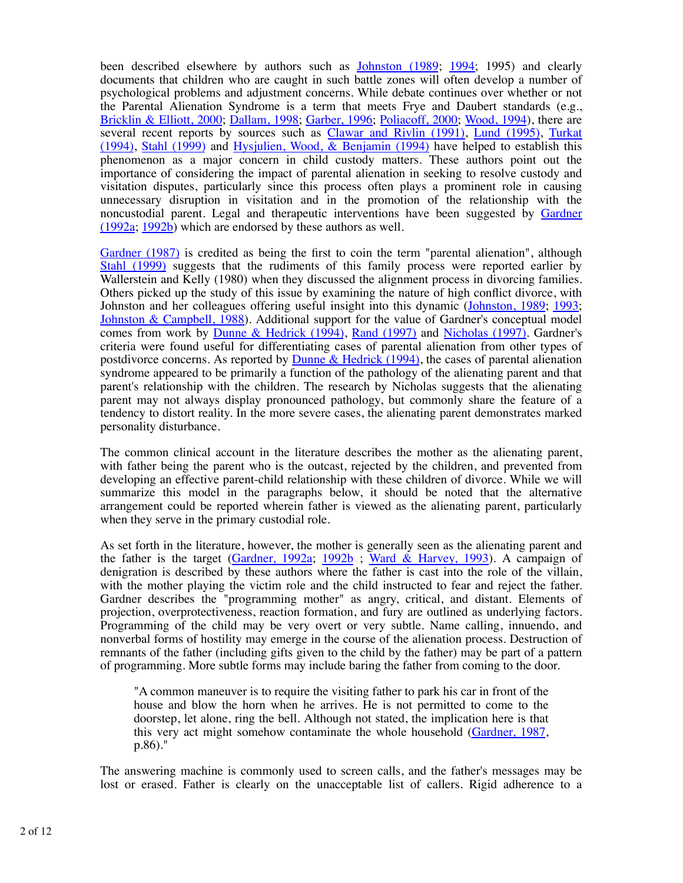been described elsewhere by authors such as Johnston (1989; 1994; 1995) and clearly documents that children who are caught in such battle zones will often develop a number of psychological problems and adjustment concerns. While debate continues over whether or not the Parental Alienation Syndrome is a term that meets Frye and Daubert standards (e.g., Bricklin & Elliott, 2000; Dallam, 1998; Garber, 1996; Poliacoff, 2000; Wood, 1994), there are several recent reports by sources such as Clawar and Rivlin (1991), Lund (1995), Turkat (1994), Stahl (1999) and Hysjulien, Wood, & Benjamin (1994) have helped to establish this phenomenon as a major concern in child custody matters. These authors point out the importance of considering the impact of parental alienation in seeking to resolve custody and visitation disputes, particularly since this process often plays a prominent role in causing unnecessary disruption in visitation and in the promotion of the relationship with the noncustodial parent. Legal and therapeutic interventions have been suggested by Gardner (1992a; 1992b) which are endorsed by these authors as well.

Gardner (1987) is credited as being the first to coin the term "parental alienation", although Stahl (1999) suggests that the rudiments of this family process were reported earlier by Wallerstein and Kelly (1980) when they discussed the alignment process in divorcing families. Others picked up the study of this issue by examining the nature of high conflict divorce, with Johnston and her colleagues offering useful insight into this dynamic (Johnston, 1989; 1993; Johnston & Campbell, 1988). Additional support for the value of Gardner's conceptual model comes from work by Dunne & Hedrick (1994), Rand (1997) and Nicholas (1997). Gardner's criteria were found useful for differentiating cases of parental alienation from other types of postdivorce concerns. As reported by Dunne & Hedrick (1994), the cases of parental alienation syndrome appeared to be primarily a function of the pathology of the alienating parent and that parent's relationship with the children. The research by Nicholas suggests that the alienating parent may not always display pronounced pathology, but commonly share the feature of a tendency to distort reality. In the more severe cases, the alienating parent demonstrates marked personality disturbance.

The common clinical account in the literature describes the mother as the alienating parent, with father being the parent who is the outcast, rejected by the children, and prevented from developing an effective parent-child relationship with these children of divorce. While we will summarize this model in the paragraphs below, it should be noted that the alternative arrangement could be reported wherein father is viewed as the alienating parent, particularly when they serve in the primary custodial role.

As set forth in the literature, however, the mother is generally seen as the alienating parent and the father is the target (Gardner, 1992a; 1992b ; Ward & Harvey, 1993). A campaign of denigration is described by these authors where the father is cast into the role of the villain, with the mother playing the victim role and the child instructed to fear and reject the father. Gardner describes the "programming mother" as angry, critical, and distant. Elements of projection, overprotectiveness, reaction formation, and fury are outlined as underlying factors. Programming of the child may be very overt or very subtle. Name calling, innuendo, and nonverbal forms of hostility may emerge in the course of the alienation process. Destruction of remnants of the father (including gifts given to the child by the father) may be part of a pattern of programming. More subtle forms may include baring the father from coming to the door.

> "A common maneuver is to require the visiting father to park his car in front of the house and blow the horn when he arrives. He is not permitted to come to the doorstep, let alone, ring the bell. Although not stated, the implication here is that this very act might somehow contaminate the whole household (Gardner, 1987, p.86)."

The answering machine is commonly used to screen calls, and the father's messages may be lost or erased. Father is clearly on the unacceptable list of callers. Rigid adherence to a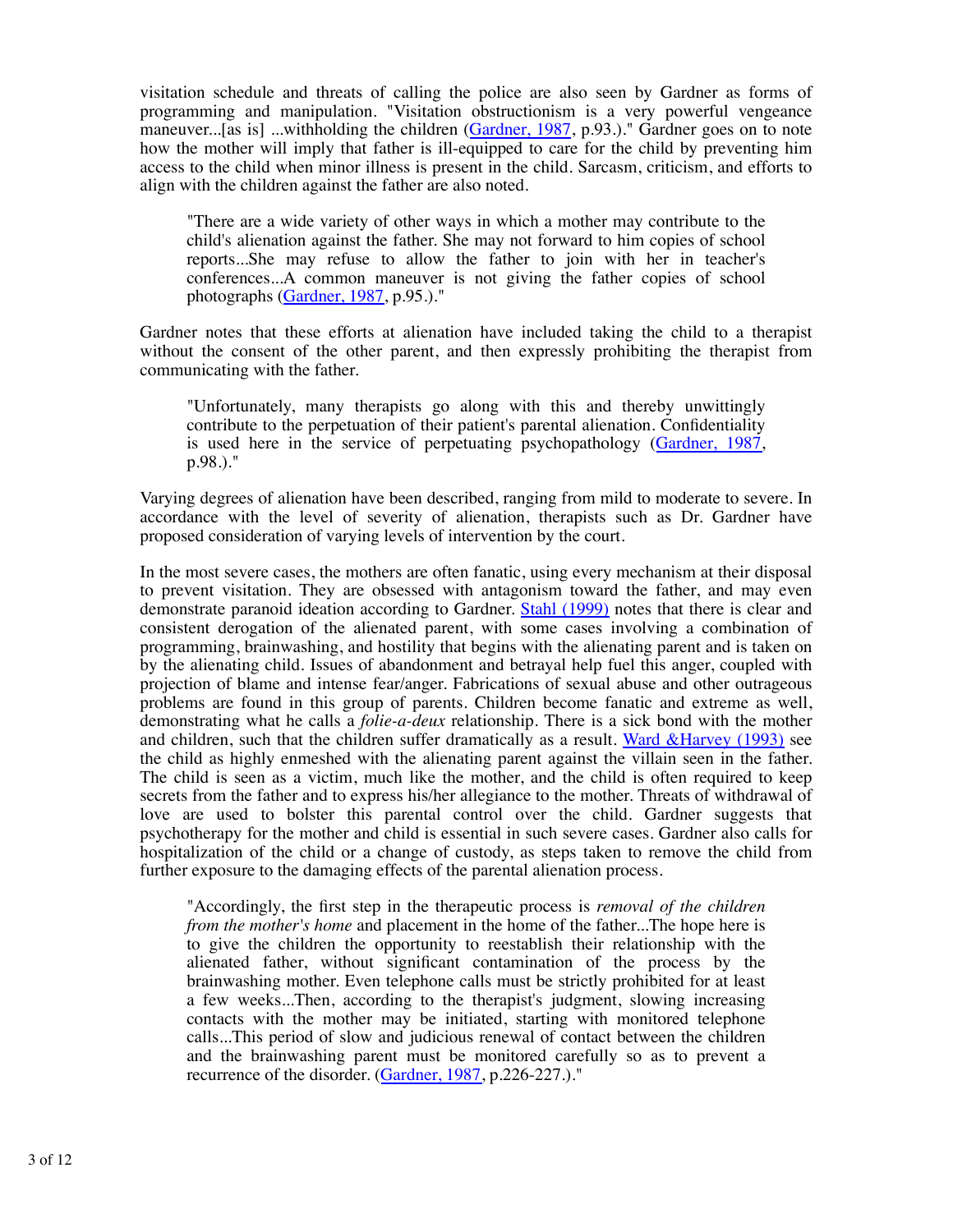visitation schedule and threats of calling the police are also seen by Gardner as forms of programming and manipulation. "Visitation obstructionism is a very powerful vengeance maneuver...[as is] ...withholding the children (Gardner, 1987, p.93.)." Gardner goes on to note how the mother will imply that father is ill-equipped to care for the child by preventing him access to the child when minor illness is present in the child. Sarcasm, criticism, and efforts to align with the children against the father are also noted.

> "There are a wide variety of other ways in which a mother may contribute to the child's alienation against the father. She may not forward to him copies of school reports...She may refuse to allow the father to join with her in teacher's conferences...A common maneuver is not giving the father copies of school photographs (Gardner, 1987, p.95.)."

Gardner notes that these efforts at alienation have included taking the child to a therapist without the consent of the other parent, and then expressly prohibiting the therapist from communicating with the father.

> "Unfortunately, many therapists go along with this and thereby unwittingly contribute to the perpetuation of their patient's parental alienation. Confidentiality is used here in the service of perpetuating psychopathology (Gardner, 1987, p.98.)."

Varying degrees of alienation have been described, ranging from mild to moderate to severe. In accordance with the level of severity of alienation, therapists such as Dr. Gardner have proposed consideration of varying levels of intervention by the court.

In the most severe cases, the mothers are often fanatic, using every mechanism at their disposal to prevent visitation. They are obsessed with antagonism toward the father, and may even demonstrate paranoid ideation according to Gardner. Stahl (1999) notes that there is clear and consistent derogation of the alienated parent, with some cases involving a combination of programming, brainwashing, and hostility that begins with the alienating parent and is taken on by the alienating child. Issues of abandonment and betrayal help fuel this anger, coupled with projection of blame and intense fear/anger. Fabrications of sexual abuse and other outrageous problems are found in this group of parents. Children become fanatic and extreme as well, demonstrating what he calls a *folie-a-deux* relationship. There is a sick bond with the mother and children, such that the children suffer dramatically as a result. Ward &Harvey (1993) see the child as highly enmeshed with the alienating parent against the villain seen in the father. The child is seen as a victim, much like the mother, and the child is often required to keep secrets from the father and to express his/her allegiance to the mother. Threats of withdrawal of love are used to bolster this parental control over the child. Gardner suggests that psychotherapy for the mother and child is essential in such severe cases. Gardner also calls for hospitalization of the child or a change of custody, as steps taken to remove the child from further exposure to the damaging effects of the parental alienation process.

> "Accordingly, the first step in the therapeutic process is *removal of the children from the mother's home* and placement in the home of the father...The hope here is to give the children the opportunity to reestablish their relationship with the alienated father, without significant contamination of the process by the brainwashing mother. Even telephone calls must be strictly prohibited for at least a few weeks...Then, according to the therapist's judgment, slowing increasing contacts with the mother may be initiated, starting with monitored telephone calls...This period of slow and judicious renewal of contact between the children and the brainwashing parent must be monitored carefully so as to prevent a recurrence of the disorder. (Gardner, 1987, p.226-227.)."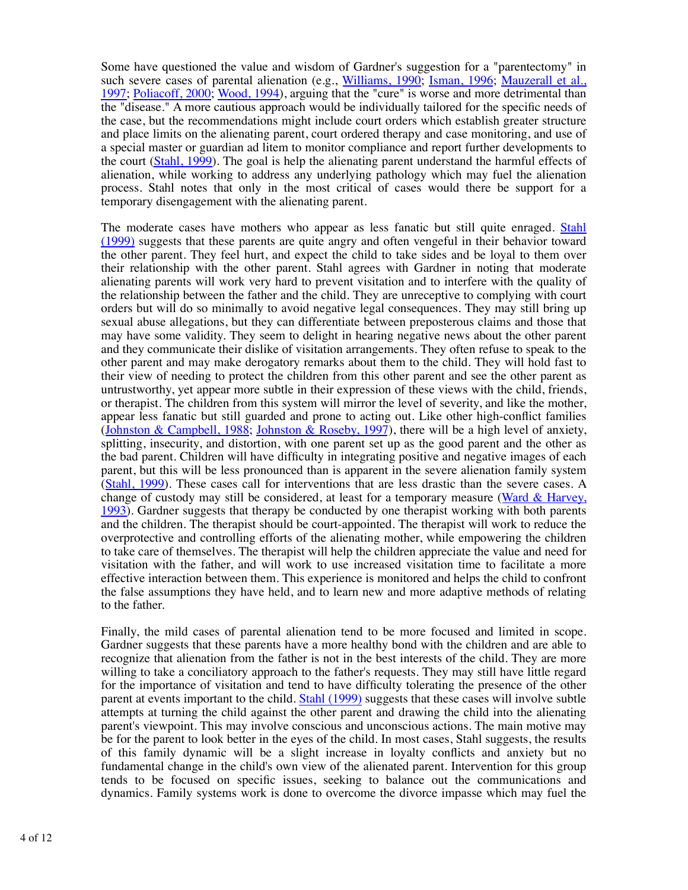Some have questioned the value and wisdom of Gardner's suggestion for a "parentectomy" in such severe cases of parental alienation (e.g., Williams, 1990; Isman, 1996; Mauzerall et al., 1997; Poliacoff, 2000; Wood, 1994), arguing that the "cure" is worse and more detrimental than the "disease." A more cautious approach would be individually tailored for the specific needs of the case, but the recommendations might include court orders which establish greater structure and place limits on the alienating parent, court ordered therapy and case monitoring, and use of a special master or guardian ad litem to monitor compliance and report further developments to the court (Stahl, 1999). The goal is help the alienating parent understand the harmful effects of alienation, while working to address any underlying pathology which may fuel the alienation process. Stahl notes that only in the most critical of cases would there be support for a temporary disengagement with the alienating parent.

The moderate cases have mothers who appear as less fanatic but still quite enraged. Stahl (1999) suggests that these parents are quite angry and often vengeful in their behavior toward the other parent. They feel hurt, and expect the child to take sides and be loyal to them over their relationship with the other parent. Stahl agrees with Gardner in noting that moderate alienating parents will work very hard to prevent visitation and to interfere with the quality of the relationship between the father and the child. They are unreceptive to complying with court orders but will do so minimally to avoid negative legal consequences. They may still bring up sexual abuse allegations, but they can differentiate between preposterous claims and those that may have some validity. They seem to delight in hearing negative news about the other parent and they communicate their dislike of visitation arrangements. They often refuse to speak to the other parent and may make derogatory remarks about them to the child. They will hold fast to their view of needing to protect the children from this other parent and see the other parent as untrustworthy, yet appear more subtle in their expression of these views with the child, friends, or therapist. The children from this system will mirror the level of severity, and like the mother, appear less fanatic but still guarded and prone to acting out. Like other high-conflict families (Johnston & Campbell, 1988; Johnston & Roseby, 1997), there will be a high level of anxiety, splitting, insecurity, and distortion, with one parent set up as the good parent and the other as the bad parent. Children will have difficulty in integrating positive and negative images of each parent, but this will be less pronounced than is apparent in the severe alienation family system (Stahl, 1999). These cases call for interventions that are less drastic than the severe cases. A change of custody may still be considered, at least for a temporary measure (Ward & Harvey, 1993). Gardner suggests that therapy be conducted by one therapist working with both parents and the children. The therapist should be court-appointed. The therapist will work to reduce the overprotective and controlling efforts of the alienating mother, while empowering the children to take care of themselves. The therapist will help the children appreciate the value and need for visitation with the father, and will work to use increased visitation time to facilitate a more effective interaction between them. This experience is monitored and helps the child to confront the false assumptions they have held, and to learn new and more adaptive methods of relating to the father.

Finally, the mild cases of parental alienation tend to be more focused and limited in scope. Gardner suggests that these parents have a more healthy bond with the children and are able to recognize that alienation from the father is not in the best interests of the child. They are more willing to take a conciliatory approach to the father's requests. They may still have little regard for the importance of visitation and tend to have difficulty tolerating the presence of the other parent at events important to the child. Stahl (1999) suggests that these cases will involve subtle attempts at turning the child against the other parent and drawing the child into the alienating parent's viewpoint. This may involve conscious and unconscious actions. The main motive may be for the parent to look better in the eyes of the child. In most cases, Stahl suggests, the results of this family dynamic will be a slight increase in loyalty conflicts and anxiety but no fundamental change in the child's own view of the alienated parent. Intervention for this group tends to be focused on specific issues, seeking to balance out the communications and dynamics. Family systems work is done to overcome the divorce impasse which may fuel the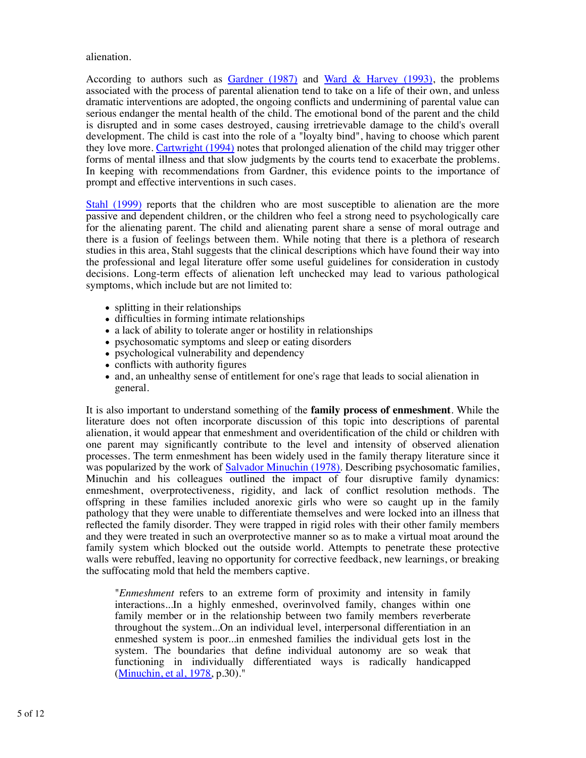alienation.

According to authors such as Gardner (1987) and Ward & Harvey (1993), the problems associated with the process of parental alienation tend to take on a life of their own, and unless dramatic interventions are adopted, the ongoing conflicts and undermining of parental value can serious endanger the mental health of the child. The emotional bond of the parent and the child is disrupted and in some cases destroyed, causing irretrievable damage to the child's overall development. The child is cast into the role of a "loyalty bind", having to choose which parent they love more. Cartwright (1994) notes that prolonged alienation of the child may trigger other forms of mental illness and that slow judgments by the courts tend to exacerbate the problems. In keeping with recommendations from Gardner, this evidence points to the importance of prompt and effective interventions in such cases.

Stahl (1999) reports that the children who are most susceptible to alienation are the more passive and dependent children, or the children who feel a strong need to psychologically care for the alienating parent. The child and alienating parent share a sense of moral outrage and there is a fusion of feelings between them. While noting that there is a plethora of research studies in this area, Stahl suggests that the clinical descriptions which have found their way into the professional and legal literature offer some useful guidelines for consideration in custody decisions. Long-term effects of alienation left unchecked may lead to various pathological symptoms, which include but are not limited to:

- splitting in their relationships
- difficulties in forming intimate relationships
- a lack of ability to tolerate anger or hostility in relationships
- psychosomatic symptoms and sleep or eating disorders
- psychological vulnerability and dependency
- conflicts with authority figures
- and, an unhealthy sense of entitlement for one's rage that leads to social alienation in general.

It is also important to understand something of the **family process of enmeshment**. While the literature does not often incorporate discussion of this topic into descriptions of parental alienation, it would appear that enmeshment and overidentification of the child or children with one parent may significantly contribute to the level and intensity of observed alienation processes. The term enmeshment has been widely used in the family therapy literature since it was popularized by the work of Salvador Minuchin (1978). Describing psychosomatic families, Minuchin and his colleagues outlined the impact of four disruptive family dynamics: enmeshment, overprotectiveness, rigidity, and lack of conflict resolution methods. The offspring in these families included anorexic girls who were so caught up in the family pathology that they were unable to differentiate themselves and were locked into an illness that reflected the family disorder. They were trapped in rigid roles with their other family members and they were treated in such an overprotective manner so as to make a virtual moat around the family system which blocked out the outside world. Attempts to penetrate these protective walls were rebuffed, leaving no opportunity for corrective feedback, new learnings, or breaking the suffocating mold that held the members captive.

> "*Enmeshment* refers to an extreme form of proximity and intensity in family interactions...In a highly enmeshed, overinvolved family, changes within one family member or in the relationship between two family members reverberate throughout the system...On an individual level, interpersonal differentiation in an enmeshed system is poor...in enmeshed families the individual gets lost in the system. The boundaries that define individual autonomy are so weak that functioning in individually differentiated ways is radically handicapped (Minuchin, et al, 1978, p.30)."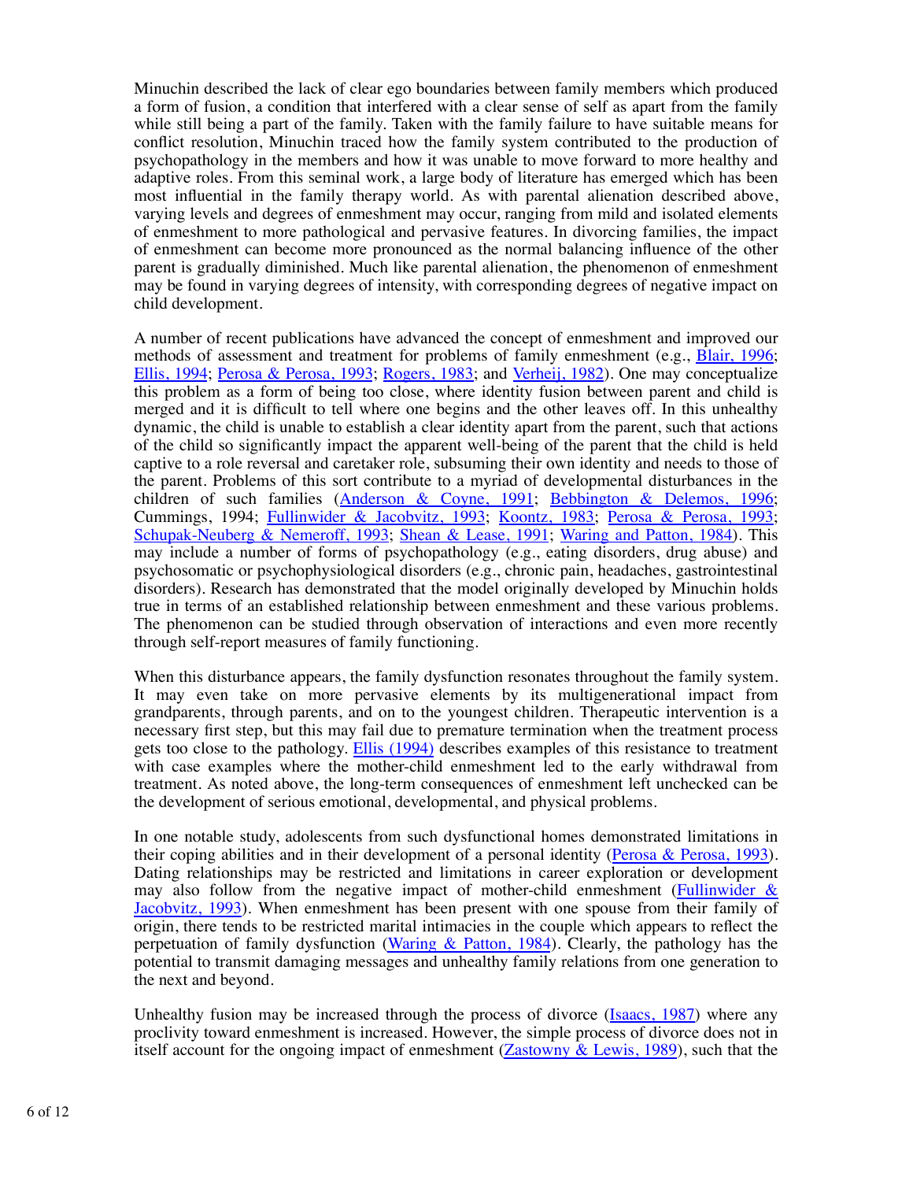Minuchin described the lack of clear ego boundaries between family members which produced a form of fusion, a condition that interfered with a clear sense of self as apart from the family while still being a part of the family. Taken with the family failure to have suitable means for conflict resolution, Minuchin traced how the family system contributed to the production of psychopathology in the members and how it was unable to move forward to more healthy and adaptive roles. From this seminal work, a large body of literature has emerged which has been most influential in the family therapy world. As with parental alienation described above, varying levels and degrees of enmeshment may occur, ranging from mild and isolated elements of enmeshment to more pathological and pervasive features. In divorcing families, the impact of enmeshment can become more pronounced as the normal balancing influence of the other parent is gradually diminished. Much like parental alienation, the phenomenon of enmeshment may be found in varying degrees of intensity, with corresponding degrees of negative impact on child development.

A number of recent publications have advanced the concept of enmeshment and improved our methods of assessment and treatment for problems of family enmeshment (e.g., Blair, 1996; Ellis, 1994; Perosa & Perosa, 1993; Rogers, 1983; and Verheij, 1982). One may conceptualize this problem as a form of being too close, where identity fusion between parent and child is merged and it is difficult to tell where one begins and the other leaves off. In this unhealthy dynamic, the child is unable to establish a clear identity apart from the parent, such that actions of the child so significantly impact the apparent well-being of the parent that the child is held captive to a role reversal and caretaker role, subsuming their own identity and needs to those of the parent. Problems of this sort contribute to a myriad of developmental disturbances in the children of such families (Anderson & Coyne, 1991; Bebbington & Delemos, 1996; Cummings, 1994; Fullinwider & Jacobvitz, 1993; Koontz, 1983; Perosa & Perosa, 1993; Schupak-Neuberg & Nemeroff, 1993; Shean & Lease, 1991; Waring and Patton, 1984). This may include a number of forms of psychopathology (e.g., eating disorders, drug abuse) and psychosomatic or psychophysiological disorders (e.g., chronic pain, headaches, gastrointestinal disorders). Research has demonstrated that the model originally developed by Minuchin holds true in terms of an established relationship between enmeshment and these various problems. The phenomenon can be studied through observation of interactions and even more recently through self-report measures of family functioning.

When this disturbance appears, the family dysfunction resonates throughout the family system. It may even take on more pervasive elements by its multigenerational impact from grandparents, through parents, and on to the youngest children. Therapeutic intervention is a necessary first step, but this may fail due to premature termination when the treatment process gets too close to the pathology. Ellis (1994) describes examples of this resistance to treatment with case examples where the mother-child enmeshment led to the early withdrawal from treatment. As noted above, the long-term consequences of enmeshment left unchecked can be the development of serious emotional, developmental, and physical problems.

In one notable study, adolescents from such dysfunctional homes demonstrated limitations in their coping abilities and in their development of a personal identity (Perosa & Perosa, 1993). Dating relationships may be restricted and limitations in career exploration or development may also follow from the negative impact of mother-child enmeshment (Fullinwider & Jacobvitz, 1993). When enmeshment has been present with one spouse from their family of origin, there tends to be restricted marital intimacies in the couple which appears to reflect the perpetuation of family dysfunction (Waring & Patton, 1984). Clearly, the pathology has the potential to transmit damaging messages and unhealthy family relations from one generation to the next and beyond.

Unhealthy fusion may be increased through the process of divorce (Isaacs, 1987) where any proclivity toward enmeshment is increased. However, the simple process of divorce does not in itself account for the ongoing impact of enmeshment (Zastowny & Lewis, 1989), such that the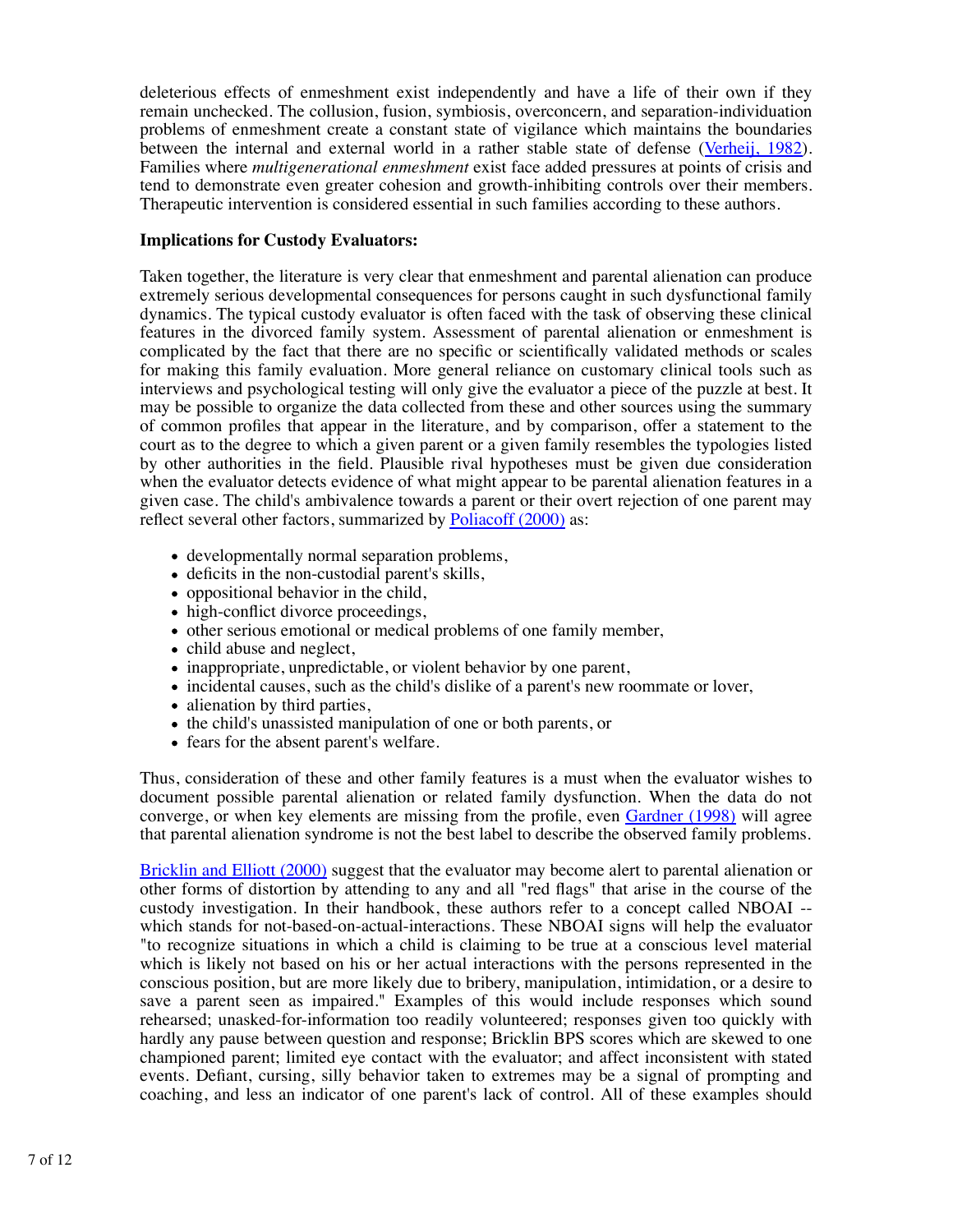deleterious effects of enmeshment exist independently and have a life of their own if they remain unchecked. The collusion, fusion, symbiosis, overconcern, and separation-individuation problems of enmeshment create a constant state of vigilance which maintains the boundaries between the internal and external world in a rather stable state of defense (Verheij, 1982). Families where *multigenerational enmeshment* exist face added pressures at points of crisis and tend to demonstrate even greater cohesion and growth-inhibiting controls over their members. Therapeutic intervention is considered essential in such families according to these authors.

**Implications for Custody Evaluators:**

Taken together, the literature is very clear that enmeshment and parental alienation can produce extremely serious developmental consequences for persons caught in such dysfunctional family dynamics. The typical custody evaluator is often faced with the task of observing these clinical features in the divorced family system. Assessment of parental alienation or enmeshment is complicated by the fact that there are no specific or scientifically validated methods or scales for making this family evaluation. More general reliance on customary clinical tools such as interviews and psychological testing will only give the evaluator a piece of the puzzle at best. It may be possible to organize the data collected from these and other sources using the summary of common profiles that appear in the literature, and by comparison, offer a statement to the court as to the degree to which a given parent or a given family resembles the typologies listed by other authorities in the field. Plausible rival hypotheses must be given due consideration when the evaluator detects evidence of what might appear to be parental alienation features in a given case. The child's ambivalence towards a parent or their overt rejection of one parent may reflect several other factors, summarized by Poliacoff (2000) as:

- developmentally normal separation problems,
- deficits in the non-custodial parent's skills,
- oppositional behavior in the child,
- high-conflict divorce proceedings,
- other serious emotional or medical problems of one family member,
- child abuse and neglect,
- inappropriate, unpredictable, or violent behavior by one parent,
- incidental causes, such as the child's dislike of a parent's new roommate or lover,
- alienation by third parties,
- the child's unassisted manipulation of one or both parents, or
- fears for the absent parent's welfare.

Thus, consideration of these and other family features is a must when the evaluator wishes to document possible parental alienation or related family dysfunction. When the data do not converge, or when key elements are missing from the profile, even Gardner (1998) will agree that parental alienation syndrome is not the best label to describe the observed family problems.

Bricklin and Elliott (2000) suggest that the evaluator may become alert to parental alienation or other forms of distortion by attending to any and all "red flags" that arise in the course of the custody investigation. In their handbook, these authors refer to a concept called NBOAI -- which stands for not-based-on-actual-interactions. These NBOAI signs will help the evaluator "to recognize situations in which a child is claiming to be true at a conscious level material which is likely not based on his or her actual interactions with the persons represented in the conscious position, but are more likely due to bribery, manipulation, intimidation, or a desire to save a parent seen as impaired." Examples of this would include responses which sound rehearsed; unasked-for-information too readily volunteered; responses given too quickly with hardly any pause between question and response; Bricklin BPS scores which are skewed to one championed parent; limited eye contact with the evaluator; and affect inconsistent with stated events. Defiant, cursing, silly behavior taken to extremes may be a signal of prompting and coaching, and less an indicator of one parent's lack of control. All of these examples should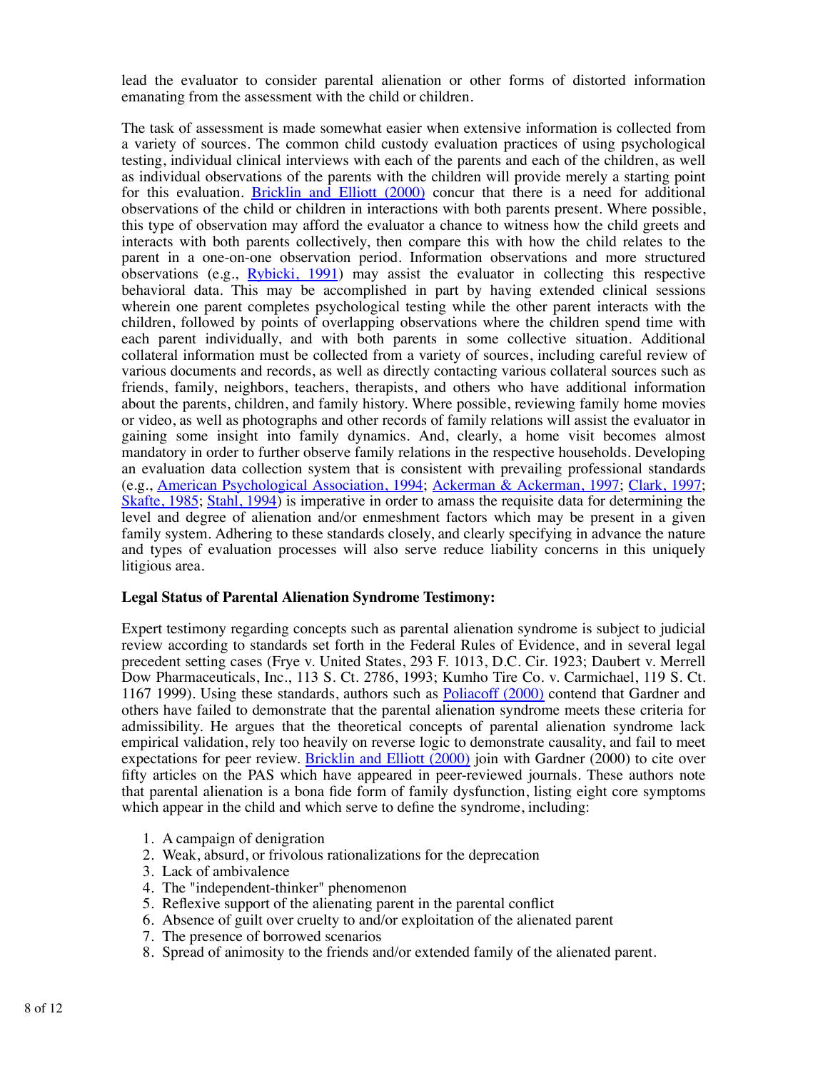lead the evaluator to consider parental alienation or other forms of distorted information emanating from the assessment with the child or children.

The task of assessment is made somewhat easier when extensive information is collected from a variety of sources. The common child custody evaluation practices of using psychological testing, individual clinical interviews with each of the parents and each of the children, as well as individual observations of the parents with the children will provide merely a starting point for this evaluation. Bricklin and Elliott (2000) concur that there is a need for additional observations of the child or children in interactions with both parents present. Where possible, this type of observation may afford the evaluator a chance to witness how the child greets and interacts with both parents collectively, then compare this with how the child relates to the parent in a one-on-one observation period. Information observations and more structured observations (e.g., Rybicki, 1991) may assist the evaluator in collecting this respective behavioral data. This may be accomplished in part by having extended clinical sessions wherein one parent completes psychological testing while the other parent interacts with the children, followed by points of overlapping observations where the children spend time with each parent individually, and with both parents in some collective situation. Additional collateral information must be collected from a variety of sources, including careful review of various documents and records, as well as directly contacting various collateral sources such as friends, family, neighbors, teachers, therapists, and others who have additional information about the parents, children, and family history. Where possible, reviewing family home movies or video, as well as photographs and other records of family relations will assist the evaluator in gaining some insight into family dynamics. And, clearly, a home visit becomes almost mandatory in order to further observe family relations in the respective households. Developing an evaluation data collection system that is consistent with prevailing professional standards (e.g., American Psychological Association, 1994; Ackerman & Ackerman, 1997; Clark, 1997; Skafte, 1985; Stahl, 1994) is imperative in order to amass the requisite data for determining the level and degree of alienation and/or enmeshment factors which may be present in a given family system. Adhering to these standards closely, and clearly specifying in advance the nature and types of evaluation processes will also serve reduce liability concerns in this uniquely litigious area.

**Legal Status of Parental Alienation Syndrome Testimony:**

Expert testimony regarding concepts such as parental alienation syndrome is subject to judicial review according to standards set forth in the Federal Rules of Evidence, and in several legal precedent setting cases (Frye v. United States, 293 F. 1013, D.C. Cir. 1923; Daubert v. Merrell Dow Pharmaceuticals, Inc., 113 S. Ct. 2786, 1993; Kumho Tire Co. v. Carmichael, 119 S. Ct. 1167 1999). Using these standards, authors such as Poliacoff (2000) contend that Gardner and others have failed to demonstrate that the parental alienation syndrome meets these criteria for admissibility. He argues that the theoretical concepts of parental alienation syndrome lack empirical validation, rely too heavily on reverse logic to demonstrate causality, and fail to meet expectations for peer review. Bricklin and Elliott (2000) join with Gardner (2000) to cite over fifty articles on the PAS which have appeared in peer-reviewed journals. These authors note that parental alienation is a bona fide form of family dysfunction, listing eight core symptoms which appear in the child and which serve to define the syndrome, including:

1. A campaign of denigration
2. Weak, absurd, or frivolous rationalizations for the deprecation
3. Lack of ambivalence
4. The "independent-thinker" phenomenon
5. Reflexive support of the alienating parent in the parental conflict
6. Absence of guilt over cruelty to and/or exploitation of the alienated parent
7. The presence of borrowed scenarios
8. Spread of animosity to the friends and/or extended family of the alienated parent.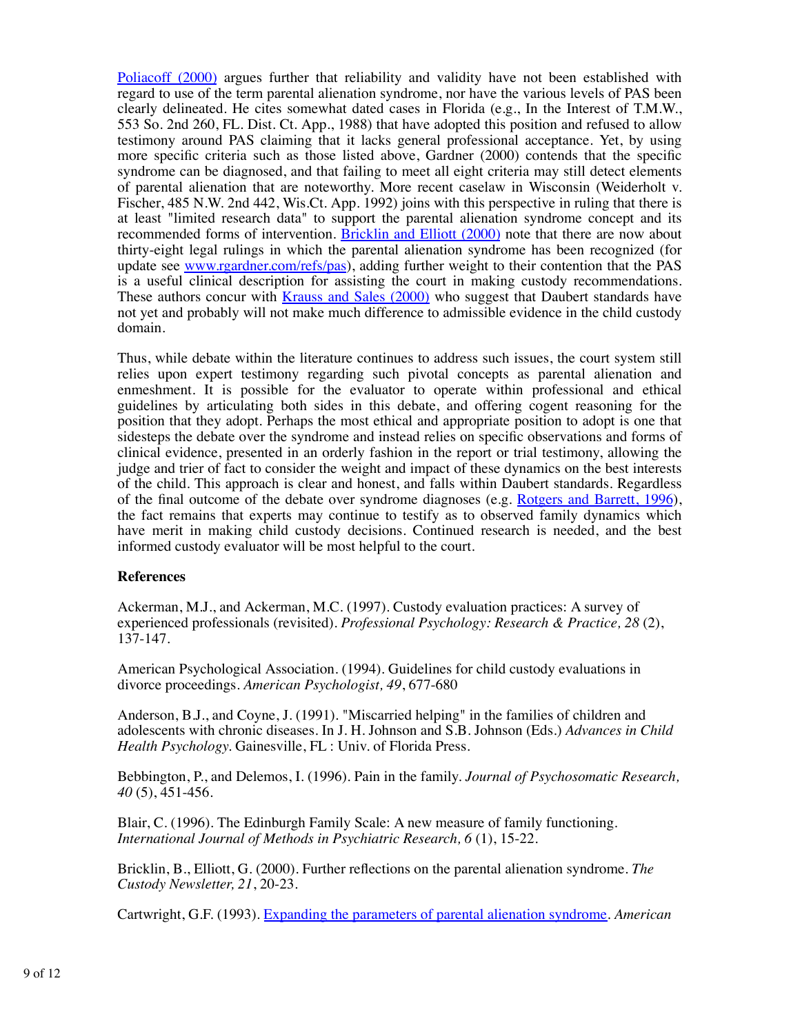Poliacoff (2000) argues further that reliability and validity have not been established with regard to use of the term parental alienation syndrome, nor have the various levels of PAS been clearly delineated. He cites somewhat dated cases in Florida (e.g., In the Interest of T.M.W., 553 So. 2nd 260, FL. Dist. Ct. App., 1988) that have adopted this position and refused to allow testimony around PAS claiming that it lacks general professional acceptance. Yet, by using more specific criteria such as those listed above, Gardner (2000) contends that the specific syndrome can be diagnosed, and that failing to meet all eight criteria may still detect elements of parental alienation that are noteworthy. More recent caselaw in Wisconsin (Weiderholt v. Fischer, 485 N.W. 2nd 442, Wis.Ct. App. 1992) joins with this perspective in ruling that there is at least "limited research data" to support the parental alienation syndrome concept and its recommended forms of intervention. Bricklin and Elliott (2000) note that there are now about thirty-eight legal rulings in which the parental alienation syndrome has been recognized (for update see www.rgardner.com/refs/pas), adding further weight to their contention that the PAS is a useful clinical description for assisting the court in making custody recommendations. These authors concur with Krauss and Sales (2000) who suggest that Daubert standards have not yet and probably will not make much difference to admissible evidence in the child custody domain.

Thus, while debate within the literature continues to address such issues, the court system still relies upon expert testimony regarding such pivotal concepts as parental alienation and enmeshment. It is possible for the evaluator to operate within professional and ethical guidelines by articulating both sides in this debate, and offering cogent reasoning for the position that they adopt. Perhaps the most ethical and appropriate position to adopt is one that sidesteps the debate over the syndrome and instead relies on specific observations and forms of clinical evidence, presented in an orderly fashion in the report or trial testimony, allowing the judge and trier of fact to consider the weight and impact of these dynamics on the best interests of the child. This approach is clear and honest, and falls within Daubert standards. Regardless of the final outcome of the debate over syndrome diagnoses (e.g. Rotgers and Barrett, 1996), the fact remains that experts may continue to testify as to observed family dynamics which have merit in making child custody decisions. Continued research is needed, and the best informed custody evaluator will be most helpful to the court.

**References**

Ackerman, M.J., and Ackerman, M.C. (1997). Custody evaluation practices: A survey of experienced professionals (revisited). *Professional Psychology: Research & Practice, 28* (2), 137-147.

American Psychological Association. (1994). Guidelines for child custody evaluations in divorce proceedings. *American Psychologist, 49*, 677-680

Anderson, B.J., and Coyne, J. (1991). "Miscarried helping" in the families of children and adolescents with chronic diseases. In J. H. Johnson and S.B. Johnson (Eds.) *Advances in Child Health Psychology.* Gainesville, FL : Univ. of Florida Press.

Bebbington, P., and Delemos, I. (1996). Pain in the family. *Journal of Psychosomatic Research, 40* (5), 451-456.

Blair, C. (1996). The Edinburgh Family Scale: A new measure of family functioning. *International Journal of Methods in Psychiatric Research, 6* (1), 15-22.

Bricklin, B., Elliott, G. (2000). Further reflections on the parental alienation syndrome. *The Custody Newsletter, 21*, 20-23.

Cartwright, G.F. (1993). Expanding the parameters of parental alienation syndrome. *American*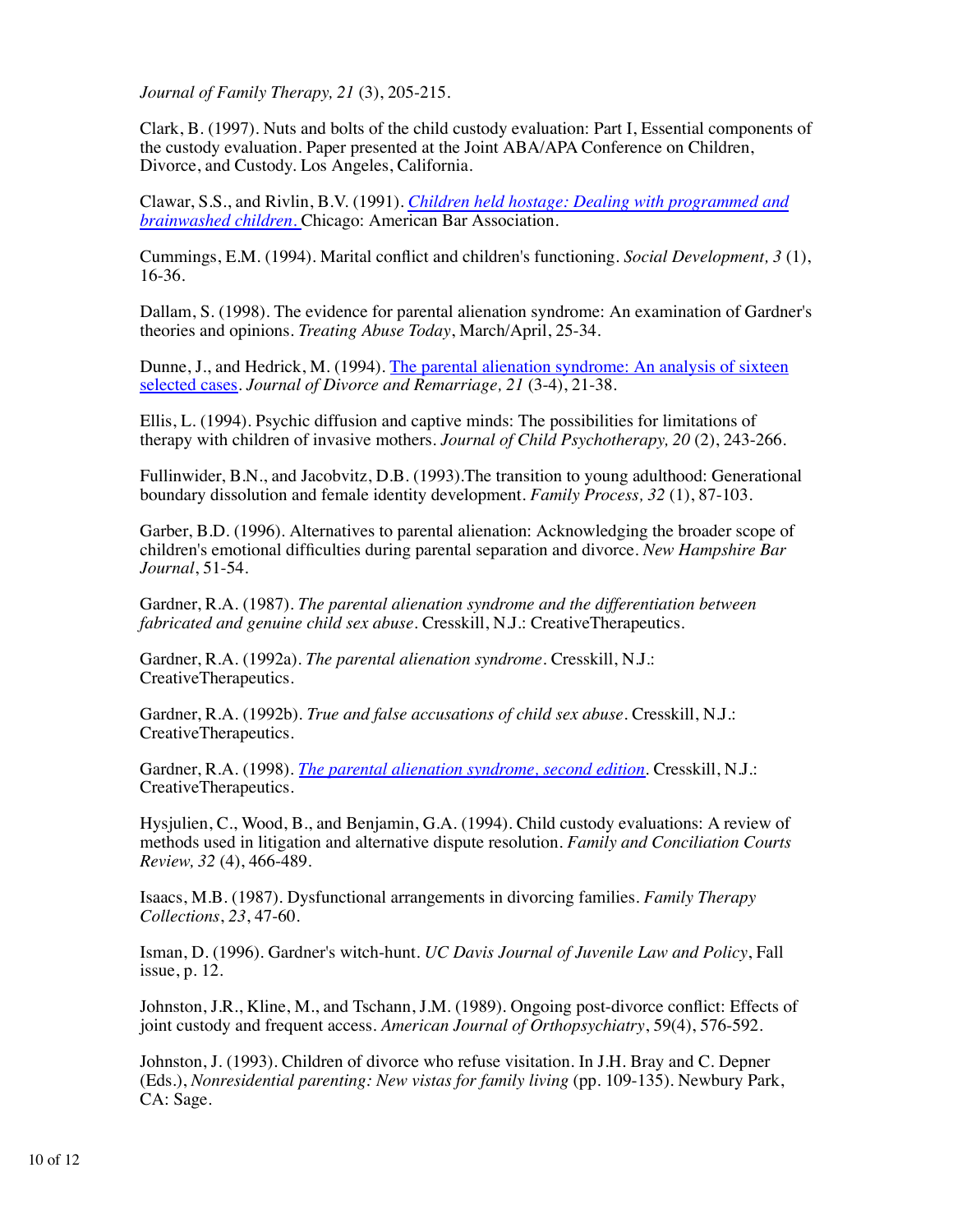*Journal of Family Therapy, 21* (3), 205-215.

Clark, B. (1997). Nuts and bolts of the child custody evaluation: Part I, Essential components of the custody evaluation. Paper presented at the Joint ABA/APA Conference on Children, Divorce, and Custody. Los Angeles, California.

Clawar, S.S., and Rivlin, B.V. (1991). *Children held hostage: Dealing with programmed and brainwashed children.* Chicago: American Bar Association.

Cummings, E.M. (1994). Marital conflict and children's functioning. *Social Development, 3* (1), 16-36.

Dallam, S. (1998). The evidence for parental alienation syndrome: An examination of Gardner's theories and opinions. *Treating Abuse Today*, March/April, 25-34.

Dunne, J., and Hedrick, M. (1994). The parental alienation syndrome: An analysis of sixteen selected cases. *Journal of Divorce and Remarriage, 21* (3-4), 21-38.

Ellis, L. (1994). Psychic diffusion and captive minds: The possibilities for limitations of therapy with children of invasive mothers. *Journal of Child Psychotherapy, 20* (2), 243-266.

Fullinwider, B.N., and Jacobvitz, D.B. (1993).The transition to young adulthood: Generational boundary dissolution and female identity development. *Family Process, 32* (1), 87-103.

Garber, B.D. (1996). Alternatives to parental alienation: Acknowledging the broader scope of children's emotional difficulties during parental separation and divorce. *New Hampshire Bar Journal*, 51-54.

Gardner, R.A. (1987). *The parental alienation syndrome and the differentiation between fabricated and genuine child sex abuse*. Cresskill, N.J.: CreativeTherapeutics.

Gardner, R.A. (1992a). *The parental alienation syndrome*. Cresskill, N.J.: CreativeTherapeutics.

Gardner, R.A. (1992b). *True and false accusations of child sex abuse*. Cresskill, N.J.: CreativeTherapeutics.

Gardner, R.A. (1998). *The parental alienation syndrome, second edition*. Cresskill, N.J.: CreativeTherapeutics.

Hysjulien, C., Wood, B., and Benjamin, G.A. (1994). Child custody evaluations: A review of methods used in litigation and alternative dispute resolution. *Family and Conciliation Courts Review, 32* (4), 466-489.

Isaacs, M.B. (1987). Dysfunctional arrangements in divorcing families. *Family Therapy Collections*, *23*, 47-60.

Isman, D. (1996). Gardner's witch-hunt. *UC Davis Journal of Juvenile Law and Policy*, Fall issue, p. 12.

Johnston, J.R., Kline, M., and Tschann, J.M. (1989). Ongoing post-divorce conflict: Effects of joint custody and frequent access. *American Journal of Orthopsychiatry*, 59(4), 576-592.

Johnston, J. (1993). Children of divorce who refuse visitation. In J.H. Bray and C. Depner (Eds.), *Nonresidential parenting: New vistas for family living* (pp. 109-135). Newbury Park, CA: Sage.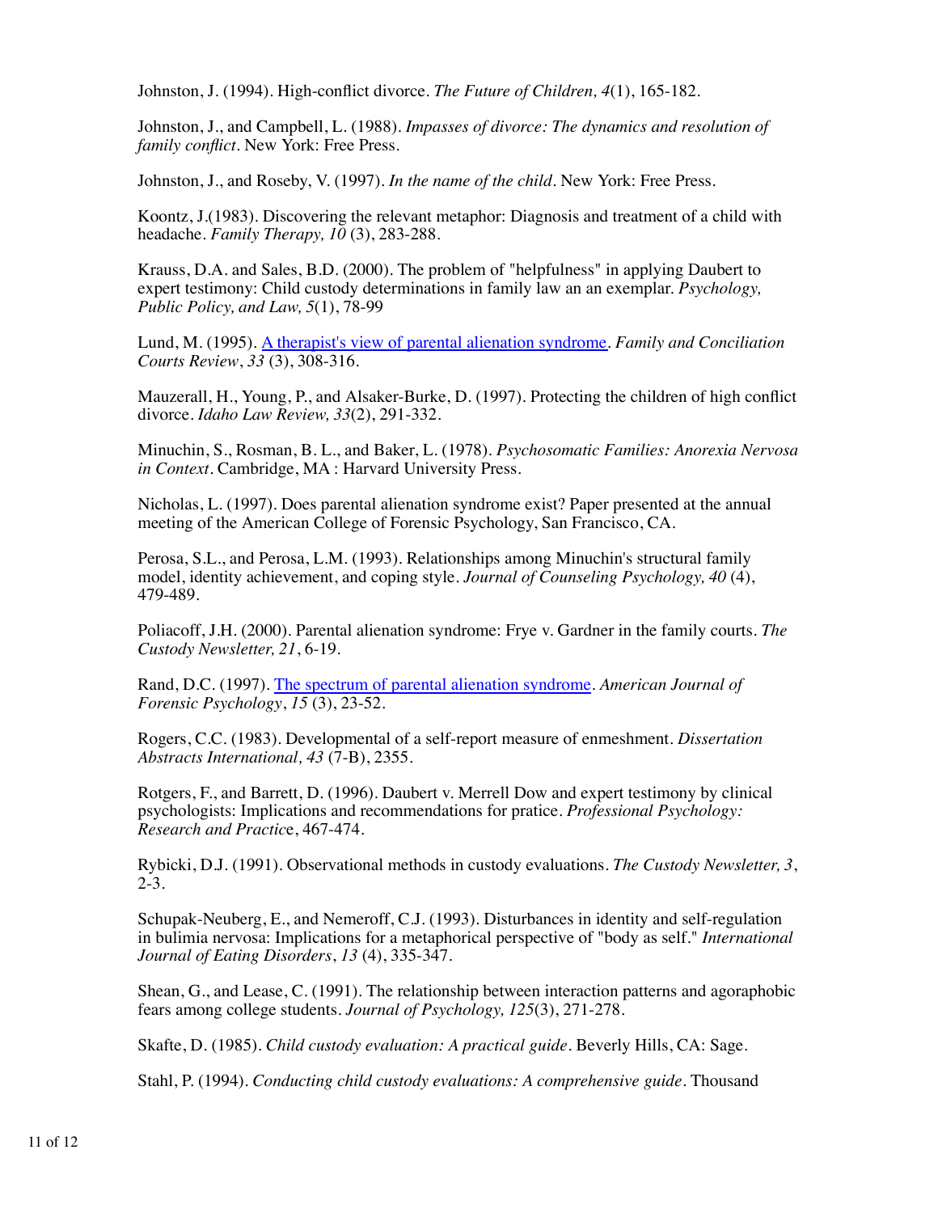Johnston, J. (1994). High-conflict divorce. *The Future of Children, 4*(1), 165-182.

Johnston, J., and Campbell, L. (1988). *Impasses of divorce: The dynamics and resolution of family conflict*. New York: Free Press.

Johnston, J., and Roseby, V. (1997). *In the name of the child*. New York: Free Press.

Koontz, J.(1983). Discovering the relevant metaphor: Diagnosis and treatment of a child with headache. *Family Therapy, 10* (3), 283-288.

Krauss, D.A. and Sales, B.D. (2000). The problem of "helpfulness" in applying Daubert to expert testimony: Child custody determinations in family law an an exemplar. *Psychology, Public Policy, and Law, 5*(1), 78-99

Lund, M. (1995). A therapist's view of parental alienation syndrome. *Family and Conciliation Courts Review*, *33* (3), 308-316.

Mauzerall, H., Young, P., and Alsaker-Burke, D. (1997). Protecting the children of high conflict divorce. *Idaho Law Review, 33*(2), 291-332.

Minuchin, S., Rosman, B. L., and Baker, L. (1978). *Psychosomatic Families: Anorexia Nervosa in Context*. Cambridge, MA : Harvard University Press.

Nicholas, L. (1997). Does parental alienation syndrome exist? Paper presented at the annual meeting of the American College of Forensic Psychology, San Francisco, CA.

Perosa, S.L., and Perosa, L.M. (1993). Relationships among Minuchin's structural family model, identity achievement, and coping style. *Journal of Counseling Psychology, 40* (4), 479-489.

Poliacoff, J.H. (2000). Parental alienation syndrome: Frye v. Gardner in the family courts. *The Custody Newsletter, 21*, 6-19.

Rand, D.C. (1997). The spectrum of parental alienation syndrome. *American Journal of Forensic Psychology*, *15* (3), 23-52.

Rogers, C.C. (1983). Developmental of a self-report measure of enmeshment. *Dissertation Abstracts International, 43* (7-B), 2355.

Rotgers, F., and Barrett, D. (1996). Daubert v. Merrell Dow and expert testimony by clinical psychologists: Implications and recommendations for pratice. *Professional Psychology: Research and Practice*, 467-474.

Rybicki, D.J. (1991). Observational methods in custody evaluations. *The Custody Newsletter, 3*, 2-3.

Schupak-Neuberg, E., and Nemeroff, C.J. (1993). Disturbances in identity and self-regulation in bulimia nervosa: Implications for a metaphorical perspective of "body as self." *International Journal of Eating Disorders*, *13* (4), 335-347.

Shean, G., and Lease, C. (1991). The relationship between interaction patterns and agoraphobic fears among college students. *Journal of Psychology, 125*(3), 271-278.

Skafte, D. (1985). *Child custody evaluation: A practical guide*. Beverly Hills, CA: Sage.

Stahl, P. (1994). *Conducting child custody evaluations: A comprehensive guide*. Thousand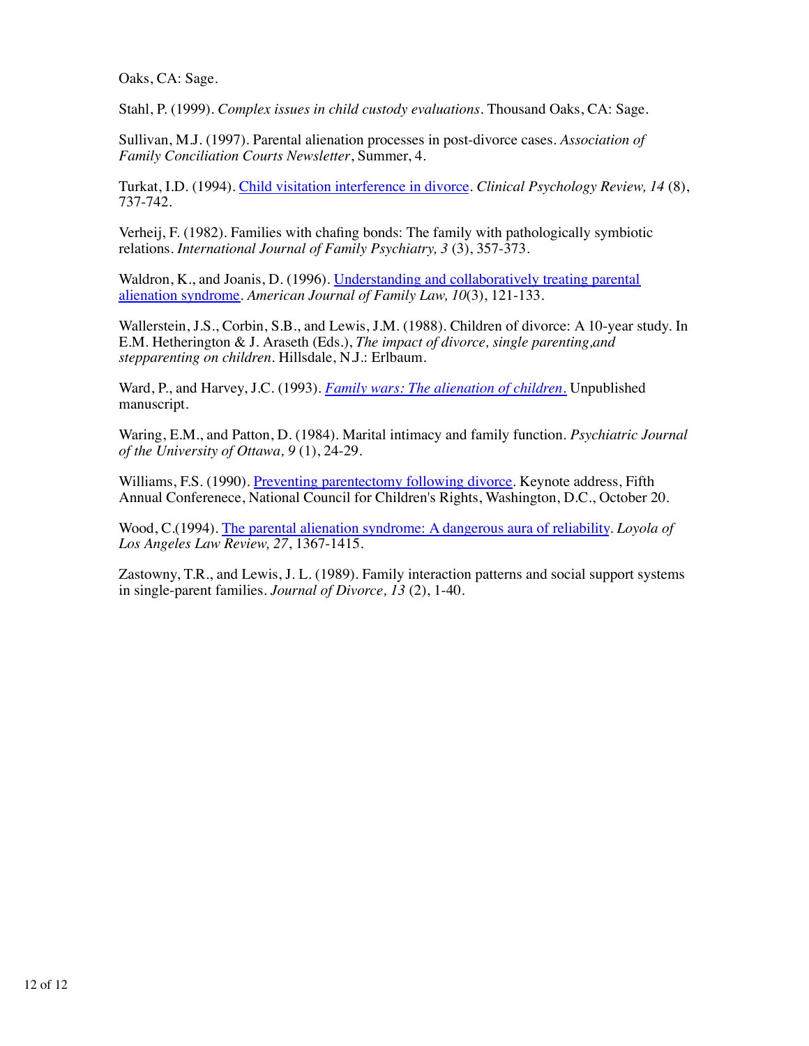Oaks, CA: Sage.

Stahl, P. (1999). *Complex issues in child custody evaluations*. Thousand Oaks, CA: Sage.

Sullivan, M.J. (1997). Parental alienation processes in post-divorce cases. *Association of Family Conciliation Courts Newsletter*, Summer, 4.

Turkat, I.D. (1994). Child visitation interference in divorce. *Clinical Psychology Review, 14* (8), 737-742.

Verheij, F. (1982). Families with chafing bonds: The family with pathologically symbiotic relations. *International Journal of Family Psychiatry, 3* (3), 357-373.

Waldron, K., and Joanis, D. (1996). Understanding and collaboratively treating parental alienation syndrome. *American Journal of Family Law, 10*(3), 121-133.

Wallerstein, J.S., Corbin, S.B., and Lewis, J.M. (1988). Children of divorce: A 10-year study. In E.M. Hetherington & J. Araseth (Eds.), *The impact of divorce, single parenting,and stepparenting on children*. Hillsdale, N.J.: Erlbaum.

Ward, P., and Harvey, J.C. (1993). *Family wars: The alienation of children.* Unpublished manuscript.

Waring, E.M., and Patton, D. (1984). Marital intimacy and family function. *Psychiatric Journal of the University of Ottawa, 9* (1), 24-29.

Williams, F.S. (1990). Preventing parentectomy following divorce. Keynote address, Fifth Annual Conferenece, National Council for Children's Rights, Washington, D.C., October 20.

Wood, C.(1994). The parental alienation syndrome: A dangerous aura of reliability. *Loyola of Los Angeles Law Review, 27*, 1367-1415.

Zastowny, T.R., and Lewis, J. L. (1989). Family interaction patterns and social support systems in single-parent families. *Journal of Divorce, 13* (2), 1-40.